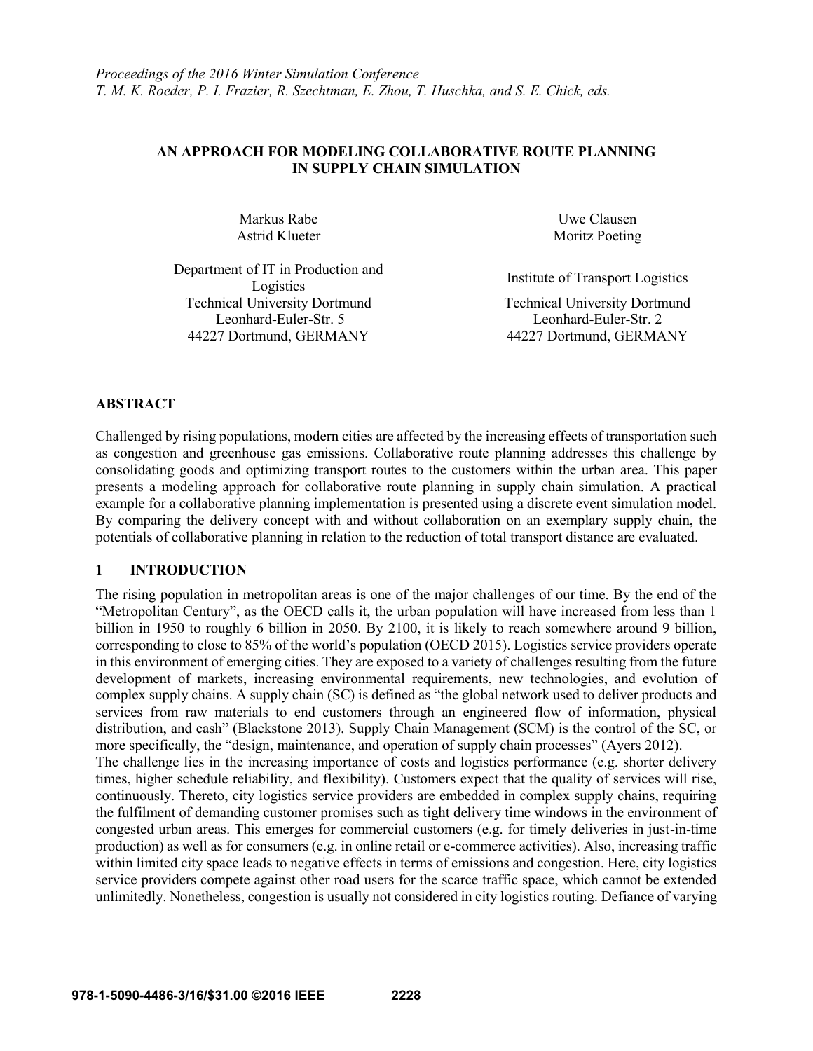*Proceedings of the 2016 Winter Simulation Conference*
*T. M. K. Roeder, P. I. Frazier, R. Szechtman, E. Zhou, T. Huschka, and S. E. Chick, eds.*

# AN APPROACH FOR MODELING COLLABORATIVE ROUTE PLANNING IN SUPPLY CHAIN SIMULATION

Markus Rabe
Astrid Klueter

Department of IT in Production and Logistics
Technical University Dortmund
Leonhard-Euler-Str. 5
44227 Dortmund, GERMANY

Uwe Clausen
Moritz Poeting

Institute of Transport Logistics
Technical University Dortmund
Leonhard-Euler-Str. 2
44227 Dortmund, GERMANY

## ABSTRACT

Challenged by rising populations, modern cities are affected by the increasing effects of transportation such as congestion and greenhouse gas emissions. Collaborative route planning addresses this challenge by consolidating goods and optimizing transport routes to the customers within the urban area. This paper presents a modeling approach for collaborative route planning in supply chain simulation. A practical example for a collaborative planning implementation is presented using a discrete event simulation model. By comparing the delivery concept with and without collaboration on an exemplary supply chain, the potentials of collaborative planning in relation to the reduction of total transport distance are evaluated.

## 1 INTRODUCTION

The rising population in metropolitan areas is one of the major challenges of our time. By the end of the "Metropolitan Century", as the OECD calls it, the urban population will have increased from less than 1 billion in 1950 to roughly 6 billion in 2050. By 2100, it is likely to reach somewhere around 9 billion, corresponding to close to 85% of the world's population (OECD 2015). Logistics service providers operate in this environment of emerging cities. They are exposed to a variety of challenges resulting from the future development of markets, increasing environmental requirements, new technologies, and evolution of complex supply chains. A supply chain (SC) is defined as "the global network used to deliver products and services from raw materials to end customers through an engineered flow of information, physical distribution, and cash" (Blackstone 2013). Supply Chain Management (SCM) is the control of the SC, or more specifically, the "design, maintenance, and operation of supply chain processes" (Ayers 2012).

The challenge lies in the increasing importance of costs and logistics performance (e.g. shorter delivery times, higher schedule reliability, and flexibility). Customers expect that the quality of services will rise, continuously. Thereto, city logistics service providers are embedded in complex supply chains, requiring the fulfilment of demanding customer promises such as tight delivery time windows in the environment of congested urban areas. This emerges for commercial customers (e.g. for timely deliveries in just-in-time production) as well as for consumers (e.g. in online retail or e-commerce activities). Also, increasing traffic within limited city space leads to negative effects in terms of emissions and congestion. Here, city logistics service providers compete against other road users for the scarce traffic space, which cannot be extended unlimitedly. Nonetheless, congestion is usually not considered in city logistics routing. Defiance of varying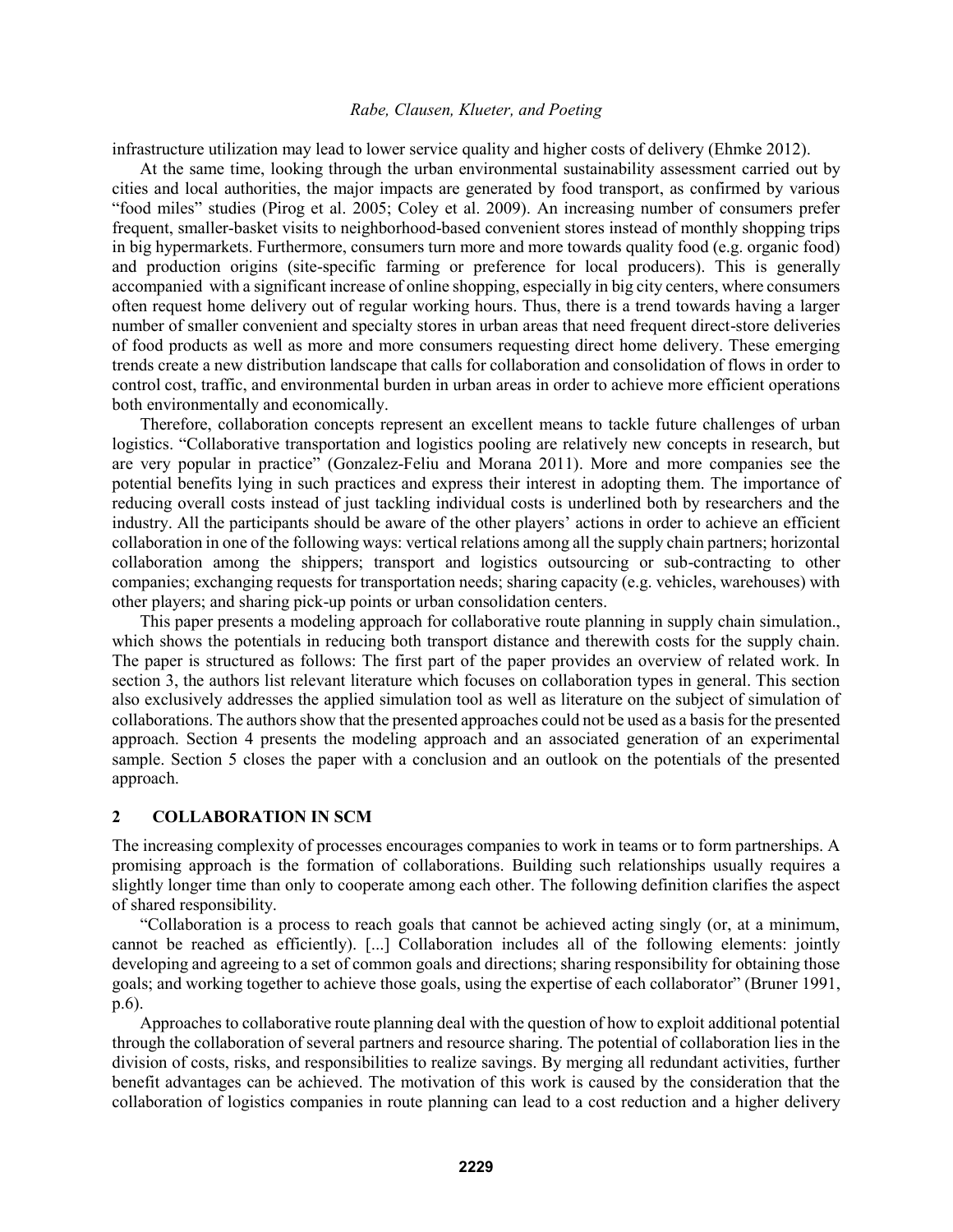infrastructure utilization may lead to lower service quality and higher costs of delivery (Ehmke 2012).

At the same time, looking through the urban environmental sustainability assessment carried out by cities and local authorities, the major impacts are generated by food transport, as confirmed by various "food miles" studies (Pirog et al. 2005; Coley et al. 2009). An increasing number of consumers prefer frequent, smaller-basket visits to neighborhood-based convenient stores instead of monthly shopping trips in big hypermarkets. Furthermore, consumers turn more and more towards quality food (e.g. organic food) and production origins (site-specific farming or preference for local producers). This is generally accompanied with a significant increase of online shopping, especially in big city centers, where consumers often request home delivery out of regular working hours. Thus, there is a trend towards having a larger number of smaller convenient and specialty stores in urban areas that need frequent direct-store deliveries of food products as well as more and more consumers requesting direct home delivery. These emerging trends create a new distribution landscape that calls for collaboration and consolidation of flows in order to control cost, traffic, and environmental burden in urban areas in order to achieve more efficient operations both environmentally and economically.

Therefore, collaboration concepts represent an excellent means to tackle future challenges of urban logistics. "Collaborative transportation and logistics pooling are relatively new concepts in research, but are very popular in practice" (Gonzalez-Feliu and Morana 2011). More and more companies see the potential benefits lying in such practices and express their interest in adopting them. The importance of reducing overall costs instead of just tackling individual costs is underlined both by researchers and the industry. All the participants should be aware of the other players' actions in order to achieve an efficient collaboration in one of the following ways: vertical relations among all the supply chain partners; horizontal collaboration among the shippers; transport and logistics outsourcing or sub-contracting to other companies; exchanging requests for transportation needs; sharing capacity (e.g. vehicles, warehouses) with other players; and sharing pick-up points or urban consolidation centers.

This paper presents a modeling approach for collaborative route planning in supply chain simulation., which shows the potentials in reducing both transport distance and therewith costs for the supply chain. The paper is structured as follows: The first part of the paper provides an overview of related work. In section 3, the authors list relevant literature which focuses on collaboration types in general. This section also exclusively addresses the applied simulation tool as well as literature on the subject of simulation of collaborations. The authors show that the presented approaches could not be used as a basis for the presented approach. Section 4 presents the modeling approach and an associated generation of an experimental sample. Section 5 closes the paper with a conclusion and an outlook on the potentials of the presented approach.

## 2 COLLABORATION IN SCM

The increasing complexity of processes encourages companies to work in teams or to form partnerships. A promising approach is the formation of collaborations. Building such relationships usually requires a slightly longer time than only to cooperate among each other. The following definition clarifies the aspect of shared responsibility.

"Collaboration is a process to reach goals that cannot be achieved acting singly (or, at a minimum, cannot be reached as efficiently). [...] Collaboration includes all of the following elements: jointly developing and agreeing to a set of common goals and directions; sharing responsibility for obtaining those goals; and working together to achieve those goals, using the expertise of each collaborator" (Bruner 1991, p.6).

Approaches to collaborative route planning deal with the question of how to exploit additional potential through the collaboration of several partners and resource sharing. The potential of collaboration lies in the division of costs, risks, and responsibilities to realize savings. By merging all redundant activities, further benefit advantages can be achieved. The motivation of this work is caused by the consideration that the collaboration of logistics companies in route planning can lead to a cost reduction and a higher delivery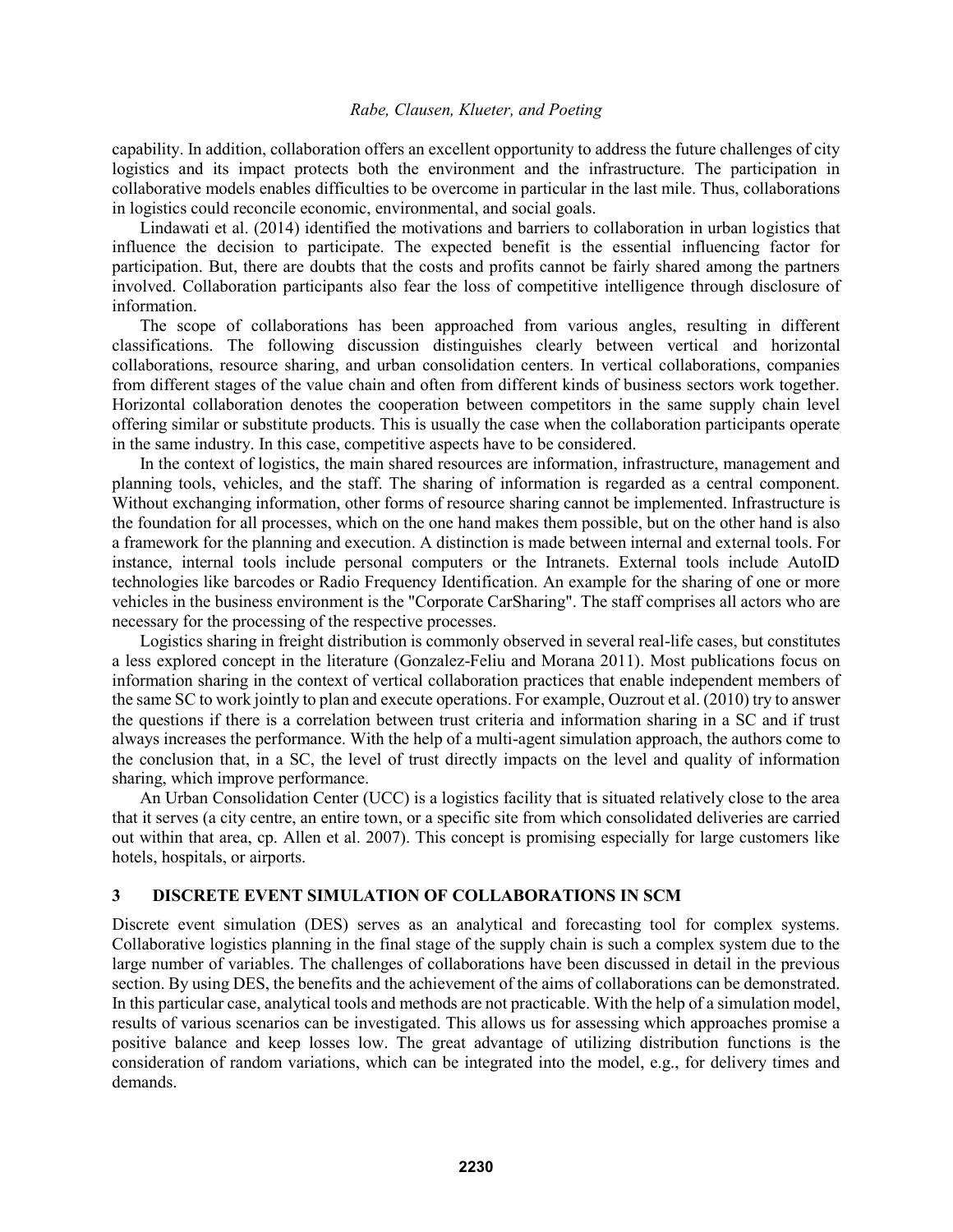capability. In addition, collaboration offers an excellent opportunity to address the future challenges of city logistics and its impact protects both the environment and the infrastructure. The participation in collaborative models enables difficulties to be overcome in particular in the last mile. Thus, collaborations in logistics could reconcile economic, environmental, and social goals.

Lindawati et al. (2014) identified the motivations and barriers to collaboration in urban logistics that influence the decision to participate. The expected benefit is the essential influencing factor for participation. But, there are doubts that the costs and profits cannot be fairly shared among the partners involved. Collaboration participants also fear the loss of competitive intelligence through disclosure of information.

The scope of collaborations has been approached from various angles, resulting in different classifications. The following discussion distinguishes clearly between vertical and horizontal collaborations, resource sharing, and urban consolidation centers. In vertical collaborations, companies from different stages of the value chain and often from different kinds of business sectors work together. Horizontal collaboration denotes the cooperation between competitors in the same supply chain level offering similar or substitute products. This is usually the case when the collaboration participants operate in the same industry. In this case, competitive aspects have to be considered.

In the context of logistics, the main shared resources are information, infrastructure, management and planning tools, vehicles, and the staff. The sharing of information is regarded as a central component. Without exchanging information, other forms of resource sharing cannot be implemented. Infrastructure is the foundation for all processes, which on the one hand makes them possible, but on the other hand is also a framework for the planning and execution. A distinction is made between internal and external tools. For instance, internal tools include personal computers or the Intranets. External tools include AutoID technologies like barcodes or Radio Frequency Identification. An example for the sharing of one or more vehicles in the business environment is the "Corporate CarSharing". The staff comprises all actors who are necessary for the processing of the respective processes.

Logistics sharing in freight distribution is commonly observed in several real-life cases, but constitutes a less explored concept in the literature (Gonzalez-Feliu and Morana 2011). Most publications focus on information sharing in the context of vertical collaboration practices that enable independent members of the same SC to work jointly to plan and execute operations. For example, Ouzrout et al. (2010) try to answer the questions if there is a correlation between trust criteria and information sharing in a SC and if trust always increases the performance. With the help of a multi-agent simulation approach, the authors come to the conclusion that, in a SC, the level of trust directly impacts on the level and quality of information sharing, which improve performance.

An Urban Consolidation Center (UCC) is a logistics facility that is situated relatively close to the area that it serves (a city centre, an entire town, or a specific site from which consolidated deliveries are carried out within that area, cp. Allen et al. 2007). This concept is promising especially for large customers like hotels, hospitals, or airports.

## 3 DISCRETE EVENT SIMULATION OF COLLABORATIONS IN SCM

Discrete event simulation (DES) serves as an analytical and forecasting tool for complex systems. Collaborative logistics planning in the final stage of the supply chain is such a complex system due to the large number of variables. The challenges of collaborations have been discussed in detail in the previous section. By using DES, the benefits and the achievement of the aims of collaborations can be demonstrated. In this particular case, analytical tools and methods are not practicable. With the help of a simulation model, results of various scenarios can be investigated. This allows us for assessing which approaches promise a positive balance and keep losses low. The great advantage of utilizing distribution functions is the consideration of random variations, which can be integrated into the model, e.g., for delivery times and demands.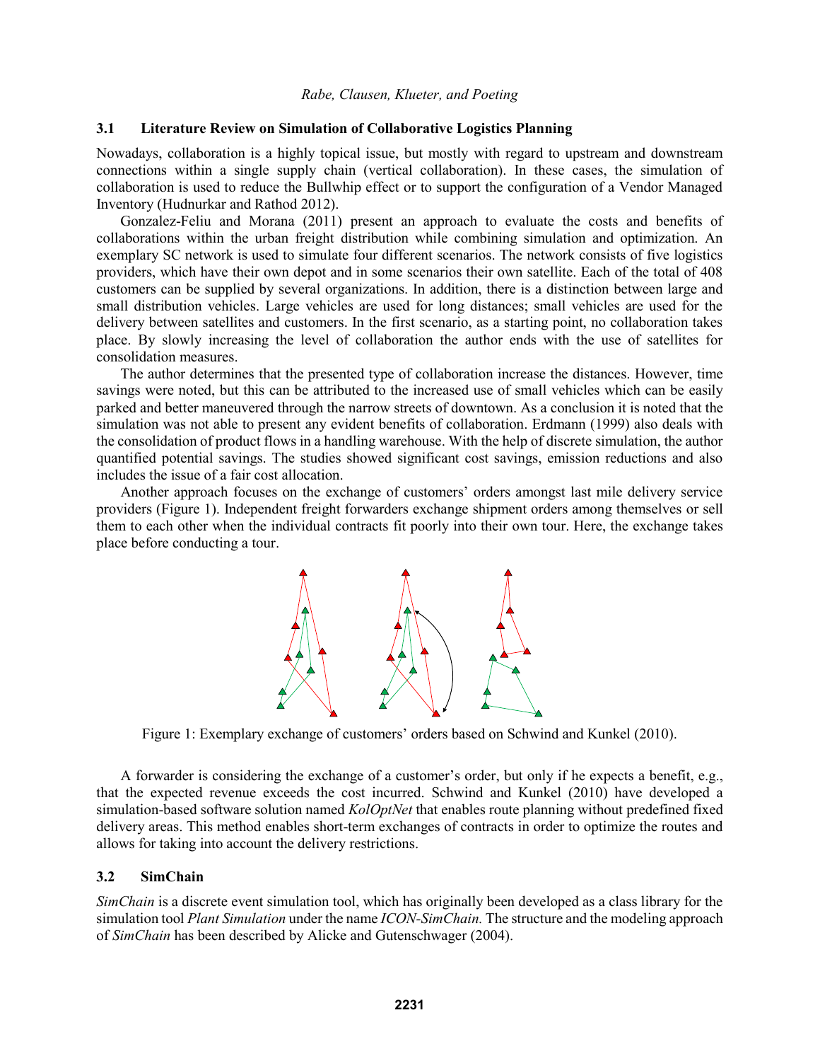### 3.1 Literature Review on Simulation of Collaborative Logistics Planning

Nowadays, collaboration is a highly topical issue, but mostly with regard to upstream and downstream connections within a single supply chain (vertical collaboration). In these cases, the simulation of collaboration is used to reduce the Bullwhip effect or to support the configuration of a Vendor Managed Inventory (Hudnurkar and Rathod 2012).

Gonzalez-Feliu and Morana (2011) present an approach to evaluate the costs and benefits of collaborations within the urban freight distribution while combining simulation and optimization. An exemplary SC network is used to simulate four different scenarios. The network consists of five logistics providers, which have their own depot and in some scenarios their own satellite. Each of the total of 408 customers can be supplied by several organizations. In addition, there is a distinction between large and small distribution vehicles. Large vehicles are used for long distances; small vehicles are used for the delivery between satellites and customers. In the first scenario, as a starting point, no collaboration takes place. By slowly increasing the level of collaboration the author ends with the use of satellites for consolidation measures.

The author determines that the presented type of collaboration increase the distances. However, time savings were noted, but this can be attributed to the increased use of small vehicles which can be easily parked and better maneuvered through the narrow streets of downtown. As a conclusion it is noted that the simulation was not able to present any evident benefits of collaboration. Erdmann (1999) also deals with the consolidation of product flows in a handling warehouse. With the help of discrete simulation, the author quantified potential savings. The studies showed significant cost savings, emission reductions and also includes the issue of a fair cost allocation.

Another approach focuses on the exchange of customers' orders amongst last mile delivery service providers (Figure 1). Independent freight forwarders exchange shipment orders among themselves or sell them to each other when the individual contracts fit poorly into their own tour. Here, the exchange takes place before conducting a tour.

Figure 1: Exemplary exchange of customers' orders based on Schwind and Kunkel (2010).

A forwarder is considering the exchange of a customer's order, but only if he expects a benefit, e.g., that the expected revenue exceeds the cost incurred. Schwind and Kunkel (2010) have developed a simulation-based software solution named *KolOptNet* that enables route planning without predefined fixed delivery areas. This method enables short-term exchanges of contracts in order to optimize the routes and allows for taking into account the delivery restrictions.

### 3.2 SimChain

*SimChain* is a discrete event simulation tool, which has originally been developed as a class library for the simulation tool *Plant Simulation* under the name *ICON-SimChain.* The structure and the modeling approach of *SimChain* has been described by Alicke and Gutenschwager (2004).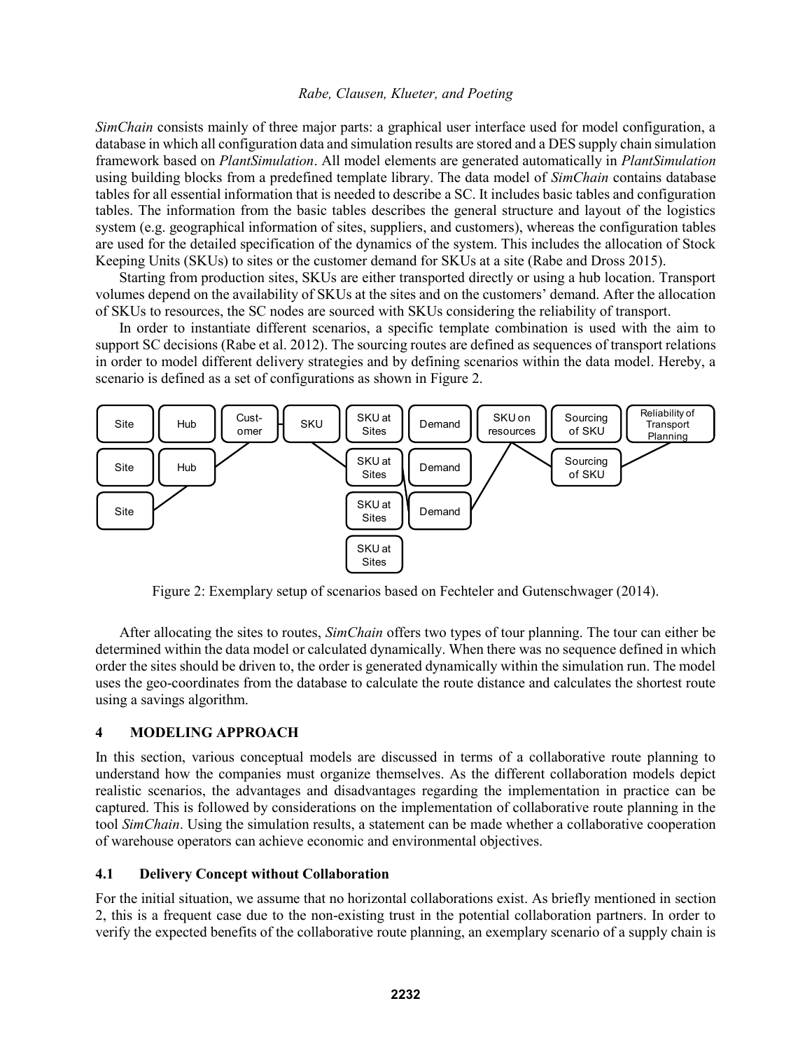*SimChain* consists mainly of three major parts: a graphical user interface used for model configuration, a database in which all configuration data and simulation results are stored and a DES supply chain simulation framework based on *PlantSimulation*. All model elements are generated automatically in *PlantSimulation* using building blocks from a predefined template library. The data model of *SimChain* contains database tables for all essential information that is needed to describe a SC. It includes basic tables and configuration tables. The information from the basic tables describes the general structure and layout of the logistics system (e.g. geographical information of sites, suppliers, and customers), whereas the configuration tables are used for the detailed specification of the dynamics of the system. This includes the allocation of Stock Keeping Units (SKUs) to sites or the customer demand for SKUs at a site (Rabe and Dross 2015).

Starting from production sites, SKUs are either transported directly or using a hub location. Transport volumes depend on the availability of SKUs at the sites and on the customers' demand. After the allocation of SKUs to resources, the SC nodes are sourced with SKUs considering the reliability of transport.

In order to instantiate different scenarios, a specific template combination is used with the aim to support SC decisions (Rabe et al. 2012). The sourcing routes are defined as sequences of transport relations in order to model different delivery strategies and by defining scenarios within the data model. Hereby, a scenario is defined as a set of configurations as shown in Figure 2.

Figure 2: Exemplary setup of scenarios based on Fechteler and Gutenschwager (2014).

After allocating the sites to routes, *SimChain* offers two types of tour planning. The tour can either be determined within the data model or calculated dynamically. When there was no sequence defined in which order the sites should be driven to, the order is generated dynamically within the simulation run. The model uses the geo-coordinates from the database to calculate the route distance and calculates the shortest route using a savings algorithm.

## 4 MODELING APPROACH

In this section, various conceptual models are discussed in terms of a collaborative route planning to understand how the companies must organize themselves. As the different collaboration models depict realistic scenarios, the advantages and disadvantages regarding the implementation in practice can be captured. This is followed by considerations on the implementation of collaborative route planning in the tool *SimChain*. Using the simulation results, a statement can be made whether a collaborative cooperation of warehouse operators can achieve economic and environmental objectives.

### 4.1 Delivery Concept without Collaboration

For the initial situation, we assume that no horizontal collaborations exist. As briefly mentioned in section 2, this is a frequent case due to the non-existing trust in the potential collaboration partners. In order to verify the expected benefits of the collaborative route planning, an exemplary scenario of a supply chain is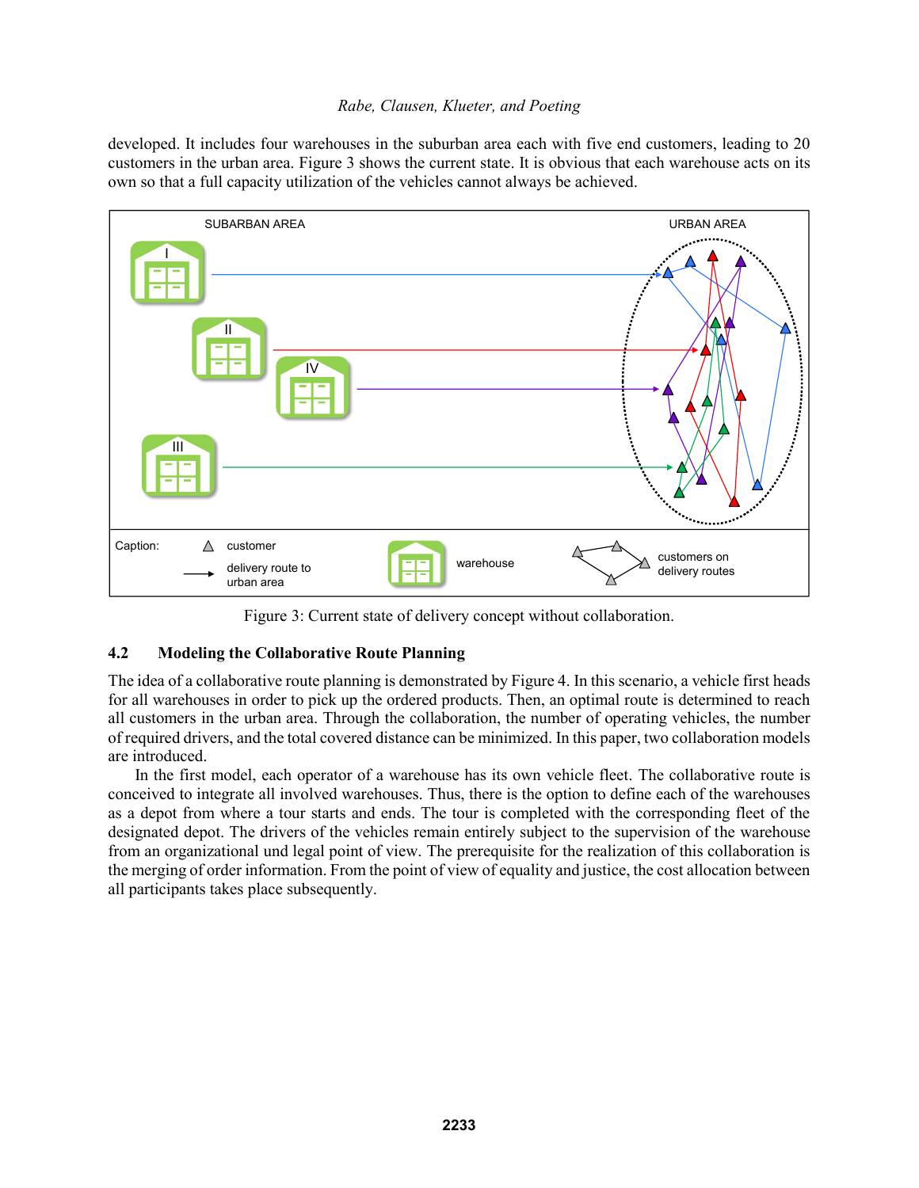developed. It includes four warehouses in the suburban area each with five end customers, leading to 20 customers in the urban area. Figure 3 shows the current state. It is obvious that each warehouse acts on its own so that a full capacity utilization of the vehicles cannot always be achieved.

Figure 3: Current state of delivery concept without collaboration.

### 4.2 Modeling the Collaborative Route Planning

The idea of a collaborative route planning is demonstrated by Figure 4. In this scenario, a vehicle first heads for all warehouses in order to pick up the ordered products. Then, an optimal route is determined to reach all customers in the urban area. Through the collaboration, the number of operating vehicles, the number of required drivers, and the total covered distance can be minimized. In this paper, two collaboration models are introduced.

In the first model, each operator of a warehouse has its own vehicle fleet. The collaborative route is conceived to integrate all involved warehouses. Thus, there is the option to define each of the warehouses as a depot from where a tour starts and ends. The tour is completed with the corresponding fleet of the designated depot. The drivers of the vehicles remain entirely subject to the supervision of the warehouse from an organizational und legal point of view. The prerequisite for the realization of this collaboration is the merging of order information. From the point of view of equality and justice, the cost allocation between all participants takes place subsequently.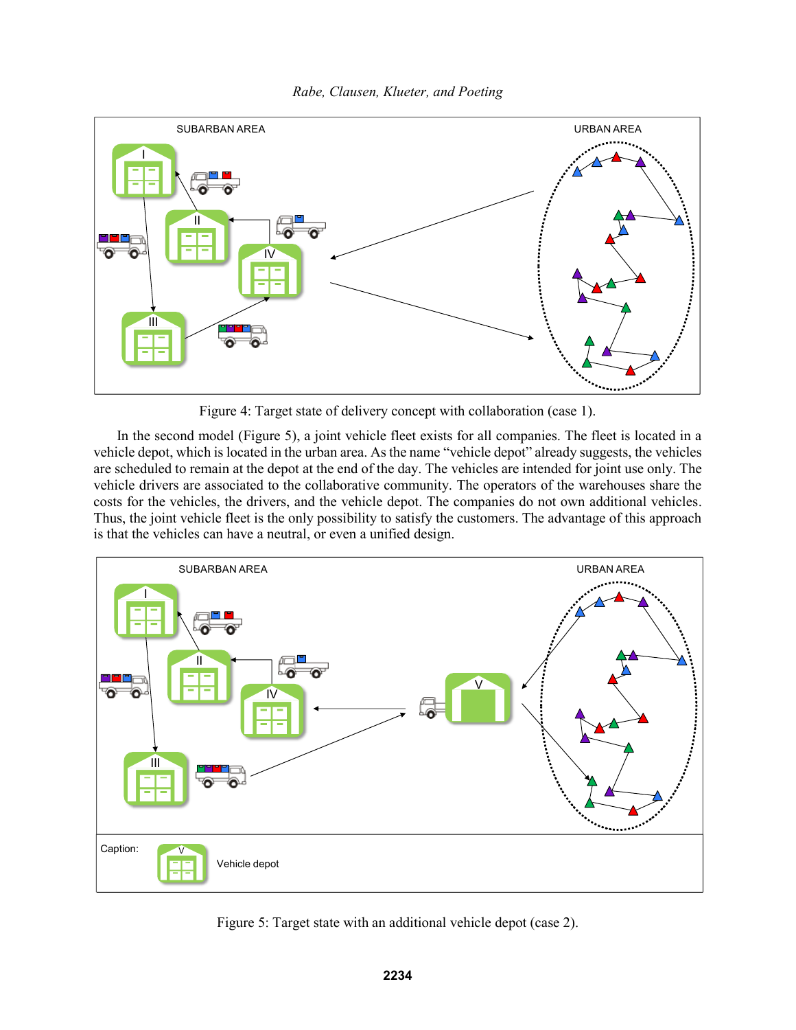Figure 4: Target state of delivery concept with collaboration (case 1).

In the second model (Figure 5), a joint vehicle fleet exists for all companies. The fleet is located in a vehicle depot, which is located in the urban area. As the name "vehicle depot" already suggests, the vehicles are scheduled to remain at the depot at the end of the day. The vehicles are intended for joint use only. The vehicle drivers are associated to the collaborative community. The operators of the warehouses share the costs for the vehicles, the drivers, and the vehicle depot. The companies do not own additional vehicles. Thus, the joint vehicle fleet is the only possibility to satisfy the customers. The advantage of this approach is that the vehicles can have a neutral, or even a unified design.

Figure 5: Target state with an additional vehicle depot (case 2).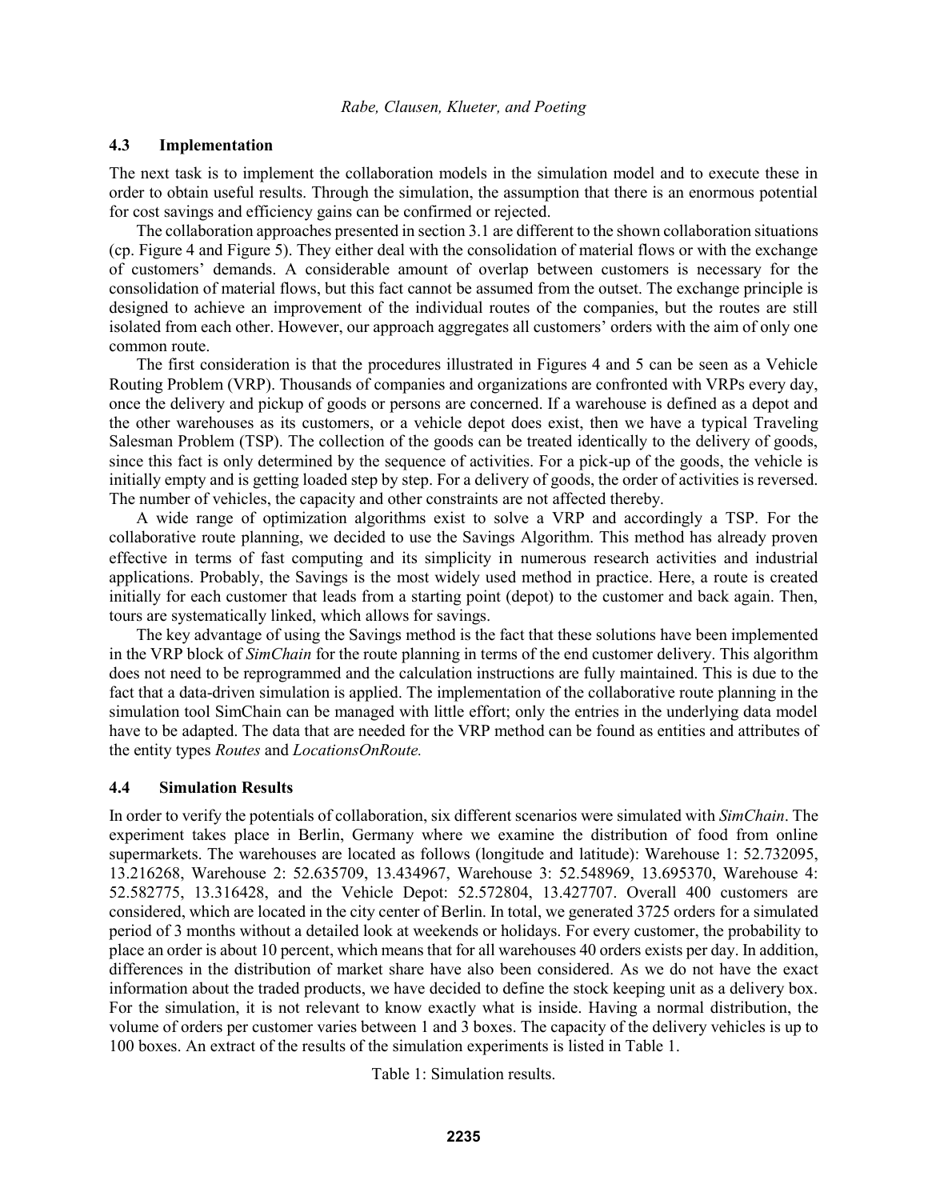### 4.3 Implementation

The next task is to implement the collaboration models in the simulation model and to execute these in order to obtain useful results. Through the simulation, the assumption that there is an enormous potential for cost savings and efficiency gains can be confirmed or rejected.

The collaboration approaches presented in section 3.1 are different to the shown collaboration situations (cp. Figure 4 and Figure 5). They either deal with the consolidation of material flows or with the exchange of customers' demands. A considerable amount of overlap between customers is necessary for the consolidation of material flows, but this fact cannot be assumed from the outset. The exchange principle is designed to achieve an improvement of the individual routes of the companies, but the routes are still isolated from each other. However, our approach aggregates all customers' orders with the aim of only one common route.

The first consideration is that the procedures illustrated in Figures 4 and 5 can be seen as a Vehicle Routing Problem (VRP). Thousands of companies and organizations are confronted with VRPs every day, once the delivery and pickup of goods or persons are concerned. If a warehouse is defined as a depot and the other warehouses as its customers, or a vehicle depot does exist, then we have a typical Traveling Salesman Problem (TSP). The collection of the goods can be treated identically to the delivery of goods, since this fact is only determined by the sequence of activities. For a pick-up of the goods, the vehicle is initially empty and is getting loaded step by step. For a delivery of goods, the order of activities is reversed. The number of vehicles, the capacity and other constraints are not affected thereby.

A wide range of optimization algorithms exist to solve a VRP and accordingly a TSP. For the collaborative route planning, we decided to use the Savings Algorithm. This method has already proven effective in terms of fast computing and its simplicity in numerous research activities and industrial applications. Probably, the Savings is the most widely used method in practice. Here, a route is created initially for each customer that leads from a starting point (depot) to the customer and back again. Then, tours are systematically linked, which allows for savings.

The key advantage of using the Savings method is the fact that these solutions have been implemented in the VRP block of *SimChain* for the route planning in terms of the end customer delivery. This algorithm does not need to be reprogrammed and the calculation instructions are fully maintained. This is due to the fact that a data-driven simulation is applied. The implementation of the collaborative route planning in the simulation tool SimChain can be managed with little effort; only the entries in the underlying data model have to be adapted. The data that are needed for the VRP method can be found as entities and attributes of the entity types *Routes* and *LocationsOnRoute.*

### 4.4 Simulation Results

In order to verify the potentials of collaboration, six different scenarios were simulated with *SimChain*. The experiment takes place in Berlin, Germany where we examine the distribution of food from online supermarkets. The warehouses are located as follows (longitude and latitude): Warehouse 1: 52.732095, 13.216268, Warehouse 2: 52.635709, 13.434967, Warehouse 3: 52.548969, 13.695370, Warehouse 4: 52.582775, 13.316428, and the Vehicle Depot: 52.572804, 13.427707. Overall 400 customers are considered, which are located in the city center of Berlin. In total, we generated 3725 orders for a simulated period of 3 months without a detailed look at weekends or holidays. For every customer, the probability to place an order is about 10 percent, which means that for all warehouses 40 orders exists per day. In addition, differences in the distribution of market share have also been considered. As we do not have the exact information about the traded products, we have decided to define the stock keeping unit as a delivery box. For the simulation, it is not relevant to know exactly what is inside. Having a normal distribution, the volume of orders per customer varies between 1 and 3 boxes. The capacity of the delivery vehicles is up to 100 boxes. An extract of the results of the simulation experiments is listed in Table 1.

Table 1: Simulation results.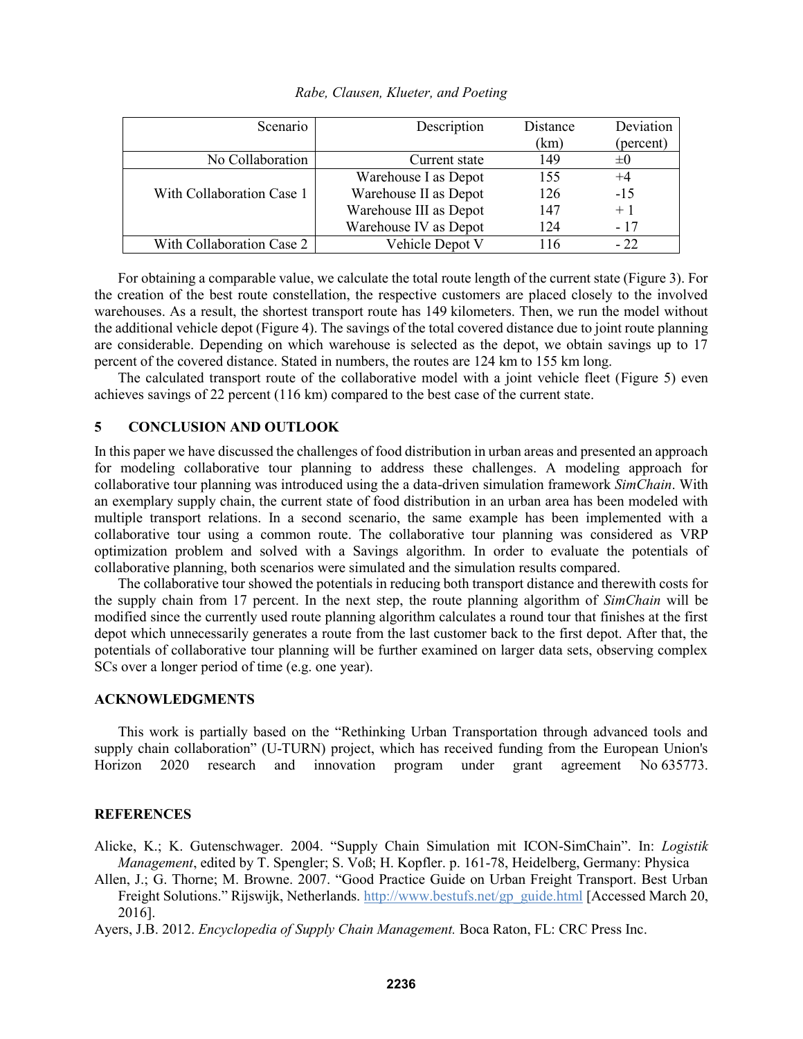| Scenario | Description | Distance (km) | Deviation (percent) |
|---|---|---|---|
| No Collaboration | Current state | 149 | ±0 |
| With Collaboration Case 1 | Warehouse I as Depot | 155 | +4 |
| | Warehouse II as Depot | 126 | -15 |
| | Warehouse III as Depot | 147 | + 1 |
| | Warehouse IV as Depot | 124 | - 17 |
| With Collaboration Case 2 | Vehicle Depot V | 116 | - 22 |

For obtaining a comparable value, we calculate the total route length of the current state (Figure 3). For the creation of the best route constellation, the respective customers are placed closely to the involved warehouses. As a result, the shortest transport route has 149 kilometers. Then, we run the model without the additional vehicle depot (Figure 4). The savings of the total covered distance due to joint route planning are considerable. Depending on which warehouse is selected as the depot, we obtain savings up to 17 percent of the covered distance. Stated in numbers, the routes are 124 km to 155 km long.

The calculated transport route of the collaborative model with a joint vehicle fleet (Figure 5) even achieves savings of 22 percent (116 km) compared to the best case of the current state.

## 5 CONCLUSION AND OUTLOOK

In this paper we have discussed the challenges of food distribution in urban areas and presented an approach for modeling collaborative tour planning to address these challenges. A modeling approach for collaborative tour planning was introduced using the a data-driven simulation framework *SimChain*. With an exemplary supply chain, the current state of food distribution in an urban area has been modeled with multiple transport relations. In a second scenario, the same example has been implemented with a collaborative tour using a common route. The collaborative tour planning was considered as VRP optimization problem and solved with a Savings algorithm. In order to evaluate the potentials of collaborative planning, both scenarios were simulated and the simulation results compared.

The collaborative tour showed the potentials in reducing both transport distance and therewith costs for the supply chain from 17 percent. In the next step, the route planning algorithm of *SimChain* will be modified since the currently used route planning algorithm calculates a round tour that finishes at the first depot which unnecessarily generates a route from the last customer back to the first depot. After that, the potentials of collaborative tour planning will be further examined on larger data sets, observing complex SCs over a longer period of time (e.g. one year).

## ACKNOWLEDGMENTS

This work is partially based on the "Rethinking Urban Transportation through advanced tools and supply chain collaboration" (U-TURN) project, which has received funding from the European Union's Horizon 2020 research and innovation program under grant agreement No 635773.

## REFERENCES

Alicke, K.; K. Gutenschwager. 2004. "Supply Chain Simulation mit ICON-SimChain". In: *Logistik Management*, edited by T. Spengler; S. Voß; H. Kopfler. p. 161-78, Heidelberg, Germany: Physica

Allen, J.; G. Thorne; M. Browne. 2007. "Good Practice Guide on Urban Freight Transport. Best Urban Freight Solutions." Rijswijk, Netherlands. http://www.bestufs.net/gp_guide.html [Accessed March 20, 2016].

Ayers, J.B. 2012. *Encyclopedia of Supply Chain Management.* Boca Raton, FL: CRC Press Inc.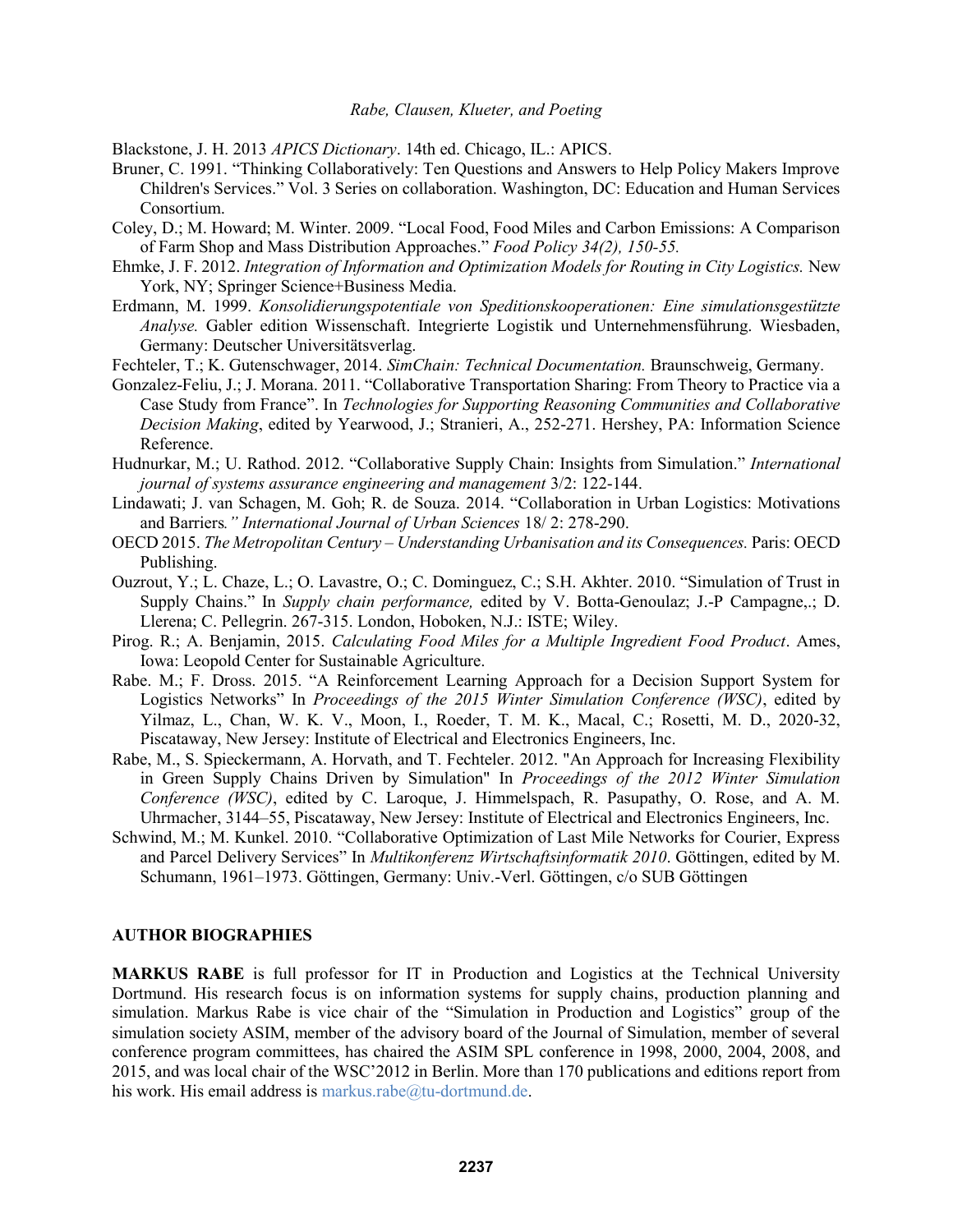Blackstone, J. H. 2013 *APICS Dictionary*. 14th ed. Chicago, IL.: APICS.

Bruner, C. 1991. "Thinking Collaboratively: Ten Questions and Answers to Help Policy Makers Improve Children's Services." Vol. 3 Series on collaboration. Washington, DC: Education and Human Services Consortium.

Coley, D.; M. Howard; M. Winter. 2009. "Local Food, Food Miles and Carbon Emissions: A Comparison of Farm Shop and Mass Distribution Approaches." *Food Policy 34(2), 150-55.*

Ehmke, J. F. 2012. *Integration of Information and Optimization Models for Routing in City Logistics.* New York, NY; Springer Science+Business Media.

Erdmann, M. 1999. *Konsolidierungspotentiale von Speditionskooperationen: Eine simulationsgestützte Analyse.* Gabler edition Wissenschaft. Integrierte Logistik und Unternehmensführung. Wiesbaden, Germany: Deutscher Universitätsverlag.

Fechteler, T.; K. Gutenschwager, 2014. *SimChain: Technical Documentation.* Braunschweig, Germany.

Gonzalez-Feliu, J.; J. Morana. 2011. "Collaborative Transportation Sharing: From Theory to Practice via a Case Study from France". In *Technologies for Supporting Reasoning Communities and Collaborative Decision Making*, edited by Yearwood, J.; Stranieri, A., 252-271. Hershey, PA: Information Science Reference.

Hudnurkar, M.; U. Rathod. 2012. "Collaborative Supply Chain: Insights from Simulation." *International journal of systems assurance engineering and management* 3/2: 122-144.

Lindawati; J. van Schagen, M. Goh; R. de Souza. 2014. "Collaboration in Urban Logistics: Motivations and Barriers*." International Journal of Urban Sciences* 18/ 2: 278-290.

OECD 2015. *The Metropolitan Century – Understanding Urbanisation and its Consequences.* Paris: OECD Publishing.

Ouzrout, Y.; L. Chaze, L.; O. Lavastre, O.; C. Dominguez, C.; S.H. Akhter. 2010. "Simulation of Trust in Supply Chains." In *Supply chain performance,* edited by V. Botta-Genoulaz; J.-P Campagne,.; D. Llerena; C. Pellegrin. 267-315. London, Hoboken, N.J.: ISTE; Wiley.

Pirog. R.; A. Benjamin, 2015. *Calculating Food Miles for a Multiple Ingredient Food Product*. Ames, Iowa: Leopold Center for Sustainable Agriculture.

Rabe. M.; F. Dross. 2015. "A Reinforcement Learning Approach for a Decision Support System for Logistics Networks" In *Proceedings of the 2015 Winter Simulation Conference (WSC)*, edited by Yilmaz, L., Chan, W. K. V., Moon, I., Roeder, T. M. K., Macal, C.; Rosetti, M. D., 2020-32, Piscataway, New Jersey: Institute of Electrical and Electronics Engineers, Inc.

Rabe, M., S. Spieckermann, A. Horvath, and T. Fechteler. 2012. "An Approach for Increasing Flexibility in Green Supply Chains Driven by Simulation" In *Proceedings of the 2012 Winter Simulation Conference (WSC)*, edited by C. Laroque, J. Himmelspach, R. Pasupathy, O. Rose, and A. M. Uhrmacher, 3144–55, Piscataway, New Jersey: Institute of Electrical and Electronics Engineers, Inc.

Schwind, M.; M. Kunkel. 2010. "Collaborative Optimization of Last Mile Networks for Courier, Express and Parcel Delivery Services" In *Multikonferenz Wirtschaftsinformatik 2010*. Göttingen, edited by M. Schumann, 1961–1973. Göttingen, Germany: Univ.-Verl. Göttingen, c/o SUB Göttingen

## AUTHOR BIOGRAPHIES

**MARKUS RABE** is full professor for IT in Production and Logistics at the Technical University Dortmund. His research focus is on information systems for supply chains, production planning and simulation. Markus Rabe is vice chair of the "Simulation in Production and Logistics" group of the simulation society ASIM, member of the advisory board of the Journal of Simulation, member of several conference program committees, has chaired the ASIM SPL conference in 1998, 2000, 2004, 2008, and 2015, and was local chair of the WSC'2012 in Berlin. More than 170 publications and editions report from his work. His email address is markus.rabe@tu-dortmund.de.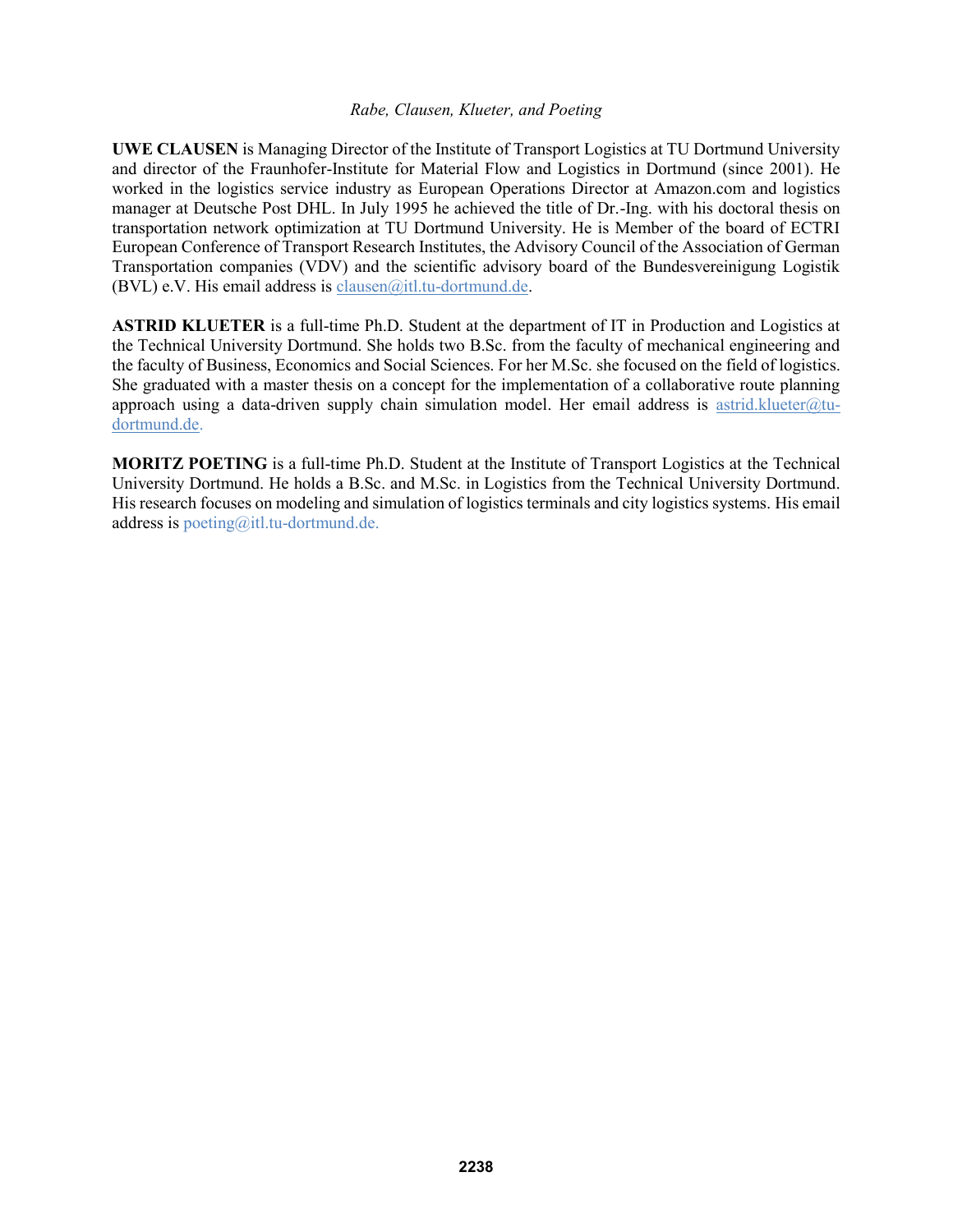**UWE CLAUSEN** is Managing Director of the Institute of Transport Logistics at TU Dortmund University and director of the Fraunhofer-Institute for Material Flow and Logistics in Dortmund (since 2001). He worked in the logistics service industry as European Operations Director at Amazon.com and logistics manager at Deutsche Post DHL. In July 1995 he achieved the title of Dr.-Ing. with his doctoral thesis on transportation network optimization at TU Dortmund University. He is Member of the board of ECTRI European Conference of Transport Research Institutes, the Advisory Council of the Association of German Transportation companies (VDV) and the scientific advisory board of the Bundesvereinigung Logistik (BVL) e.V. His email address is clausen@itl.tu-dortmund.de.

**ASTRID KLUETER** is a full-time Ph.D. Student at the department of IT in Production and Logistics at the Technical University Dortmund. She holds two B.Sc. from the faculty of mechanical engineering and the faculty of Business, Economics and Social Sciences. For her M.Sc. she focused on the field of logistics. She graduated with a master thesis on a concept for the implementation of a collaborative route planning approach using a data-driven supply chain simulation model. Her email address is astrid.klueter@tu-dortmund.de.

**MORITZ POETING** is a full-time Ph.D. Student at the Institute of Transport Logistics at the Technical University Dortmund. He holds a B.Sc. and M.Sc. in Logistics from the Technical University Dortmund. His research focuses on modeling and simulation of logistics terminals and city logistics systems. His email address is poeting@itl.tu-dortmund.de.